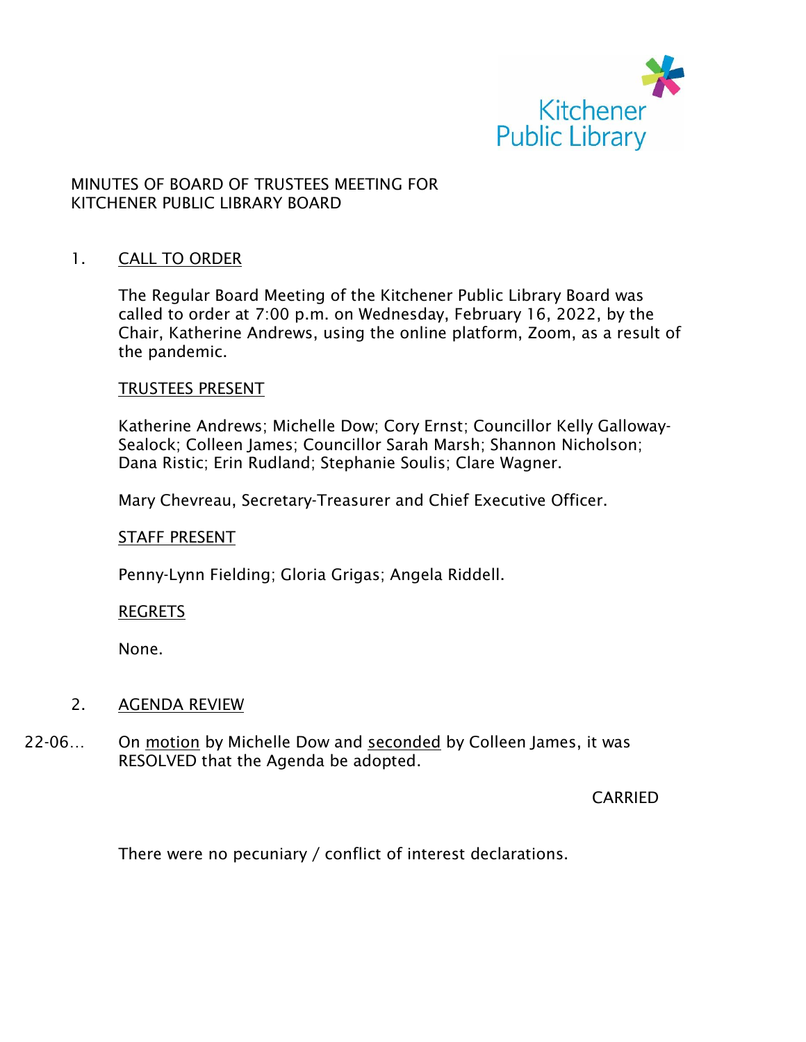MINUTES OF BOARD OF TRUSTEES MEETING FOR
KITCHENER PUBLIC LIBRARY BOARD

1. CALL TO ORDER

The Regular Board Meeting of the Kitchener Public Library Board was called to order at 7:00 p.m. on Wednesday, February 16, 2022, by the Chair, Katherine Andrews, using the online platform, Zoom, as a result of the pandemic.

TRUSTEES PRESENT

Katherine Andrews; Michelle Dow; Cory Ernst; Councillor Kelly Galloway-Sealock; Colleen James; Councillor Sarah Marsh; Shannon Nicholson; Dana Ristic; Erin Rudland; Stephanie Soulis; Clare Wagner.

Mary Chevreau, Secretary-Treasurer and Chief Executive Officer.

STAFF PRESENT

Penny-Lynn Fielding; Gloria Grigas; Angela Riddell.

REGRETS

None.

2. AGENDA REVIEW

22-06… On motion by Michelle Dow and seconded by Colleen James, it was RESOLVED that the Agenda be adopted.

CARRIED

There were no pecuniary / conflict of interest declarations.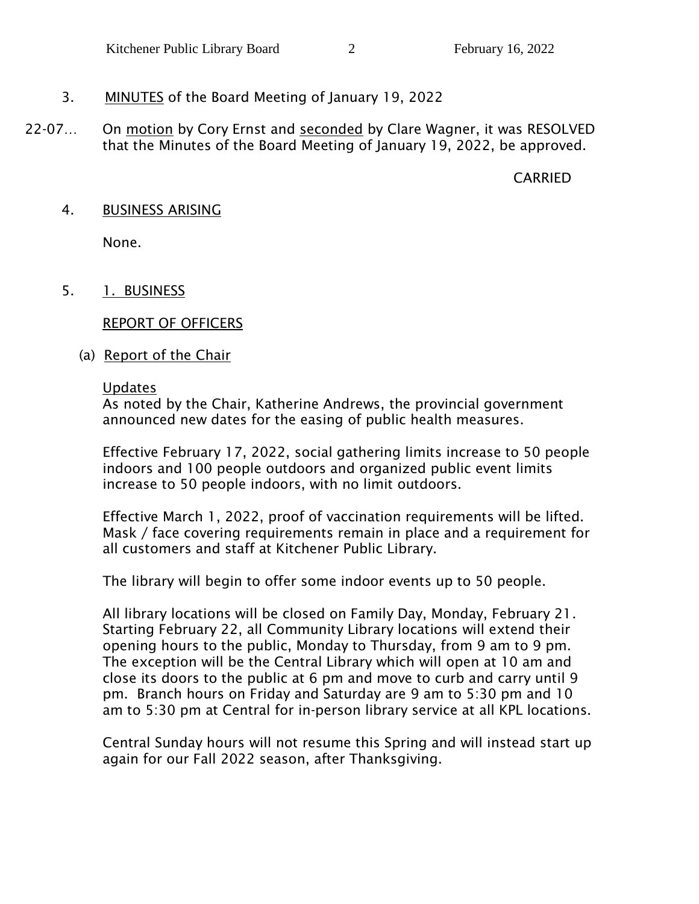3. MINUTES of the Board Meeting of January 19, 2022

22-07… On motion by Cory Ernst and seconded by Clare Wagner, it was RESOLVED that the Minutes of the Board Meeting of January 19, 2022, be approved.

CARRIED

4. BUSINESS ARISING

None.

5. 1. BUSINESS

REPORT OF OFFICERS

(a) Report of the Chair

Updates

As noted by the Chair, Katherine Andrews, the provincial government announced new dates for the easing of public health measures.

Effective February 17, 2022, social gathering limits increase to 50 people indoors and 100 people outdoors and organized public event limits increase to 50 people indoors, with no limit outdoors.

Effective March 1, 2022, proof of vaccination requirements will be lifted. Mask / face covering requirements remain in place and a requirement for all customers and staff at Kitchener Public Library.

The library will begin to offer some indoor events up to 50 people.

All library locations will be closed on Family Day, Monday, February 21. Starting February 22, all Community Library locations will extend their opening hours to the public, Monday to Thursday, from 9 am to 9 pm. The exception will be the Central Library which will open at 10 am and close its doors to the public at 6 pm and move to curb and carry until 9 pm. Branch hours on Friday and Saturday are 9 am to 5:30 pm and 10 am to 5:30 pm at Central for in-person library service at all KPL locations.

Central Sunday hours will not resume this Spring and will instead start up again for our Fall 2022 season, after Thanksgiving.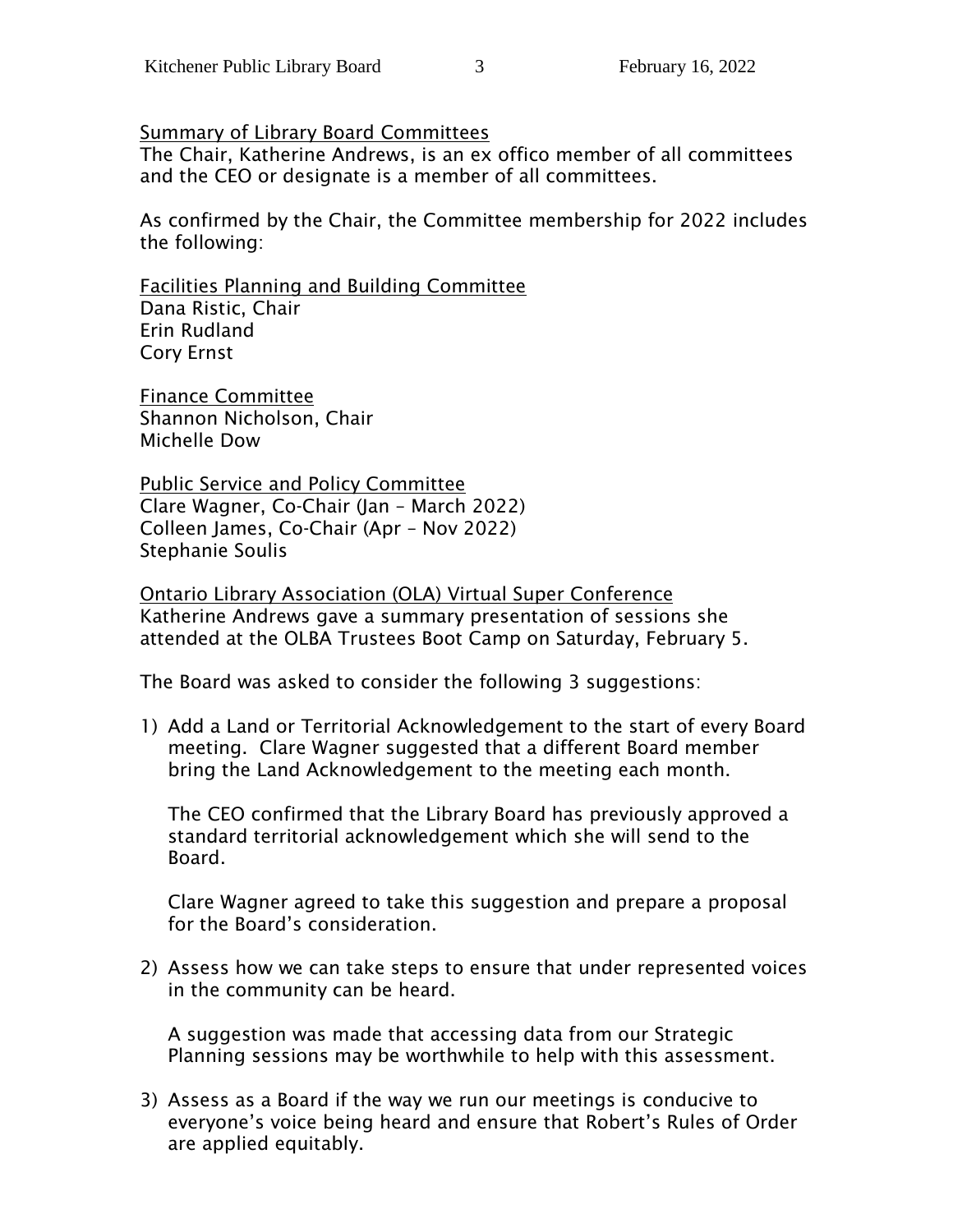Summary of Library Board Committees

The Chair, Katherine Andrews, is an ex offico member of all committees and the CEO or designate is a member of all committees.

As confirmed by the Chair, the Committee membership for 2022 includes the following:

Facilities Planning and Building Committee
Dana Ristic, Chair
Erin Rudland
Cory Ernst

Finance Committee
Shannon Nicholson, Chair
Michelle Dow

Public Service and Policy Committee
Clare Wagner, Co-Chair (Jan – March 2022)
Colleen James, Co-Chair (Apr – Nov 2022)
Stephanie Soulis

Ontario Library Association (OLA) Virtual Super Conference

Katherine Andrews gave a summary presentation of sessions she attended at the OLBA Trustees Boot Camp on Saturday, February 5.

The Board was asked to consider the following 3 suggestions:

1) Add a Land or Territorial Acknowledgement to the start of every Board meeting. Clare Wagner suggested that a different Board member bring the Land Acknowledgement to the meeting each month.

   The CEO confirmed that the Library Board has previously approved a standard territorial acknowledgement which she will send to the Board.

   Clare Wagner agreed to take this suggestion and prepare a proposal for the Board's consideration.

2) Assess how we can take steps to ensure that under represented voices in the community can be heard.

   A suggestion was made that accessing data from our Strategic Planning sessions may be worthwhile to help with this assessment.

3) Assess as a Board if the way we run our meetings is conducive to everyone's voice being heard and ensure that Robert's Rules of Order are applied equitably.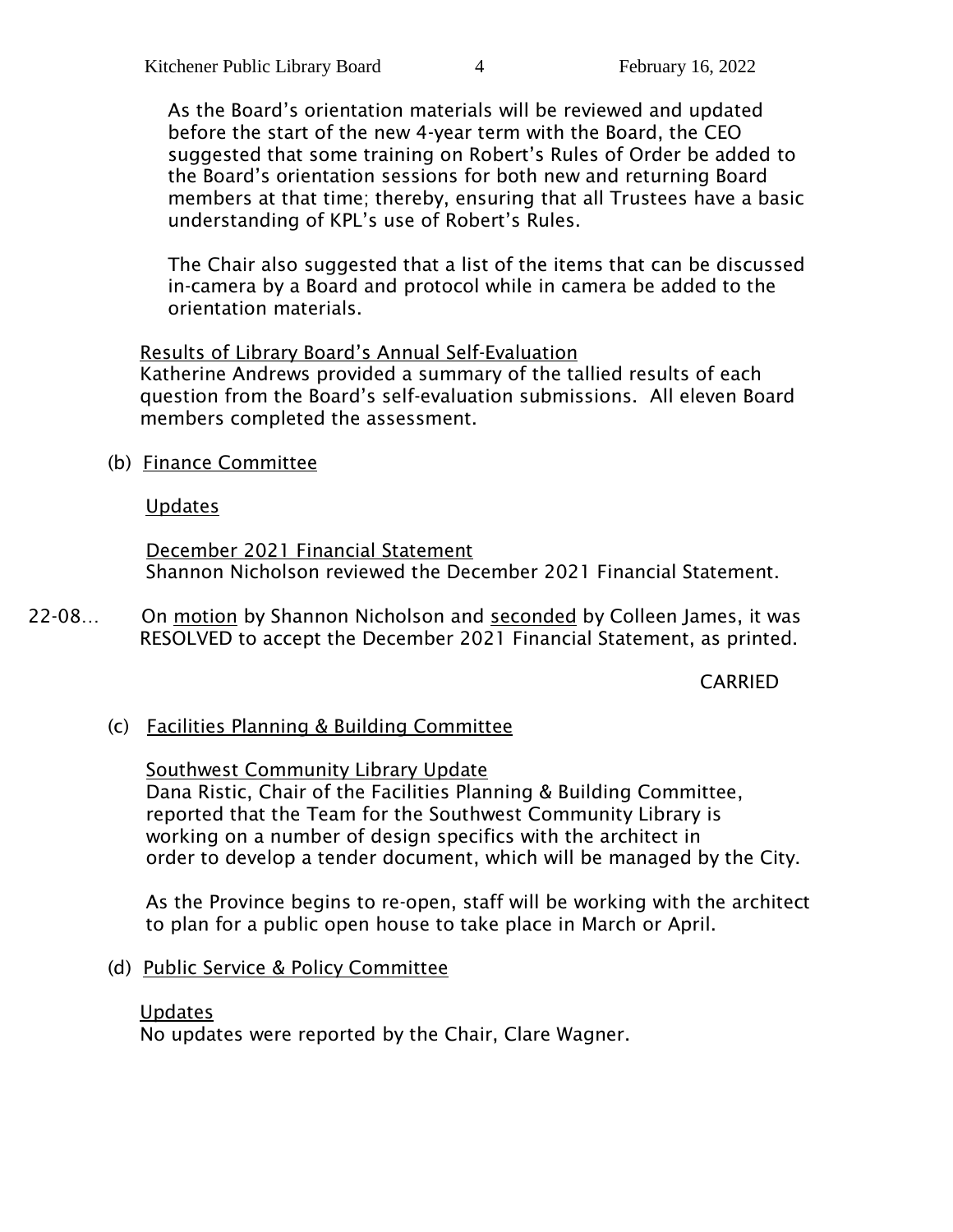As the Board's orientation materials will be reviewed and updated before the start of the new 4-year term with the Board, the CEO suggested that some training on Robert's Rules of Order be added to the Board's orientation sessions for both new and returning Board members at that time; thereby, ensuring that all Trustees have a basic understanding of KPL's use of Robert's Rules.

The Chair also suggested that a list of the items that can be discussed in-camera by a Board and protocol while in camera be added to the orientation materials.

<u>Results of Library Board's Annual Self-Evaluation</u>
Katherine Andrews provided a summary of the tallied results of each question from the Board's self-evaluation submissions. All eleven Board members completed the assessment.

(b) <u>Finance Committee</u>

<u>Updates</u>

<u>December 2021 Financial Statement</u>
Shannon Nicholson reviewed the December 2021 Financial Statement.

22-08… On <u>motion</u> by Shannon Nicholson and <u>seconded</u> by Colleen James, it was RESOLVED to accept the December 2021 Financial Statement, as printed.

CARRIED

(c) <u>Facilities Planning & Building Committee</u>

<u>Southwest Community Library Update</u>
Dana Ristic, Chair of the Facilities Planning & Building Committee, reported that the Team for the Southwest Community Library is working on a number of design specifics with the architect in order to develop a tender document, which will be managed by the City.

As the Province begins to re-open, staff will be working with the architect to plan for a public open house to take place in March or April.

(d) <u>Public Service & Policy Committee</u>

<u>Updates</u>
No updates were reported by the Chair, Clare Wagner.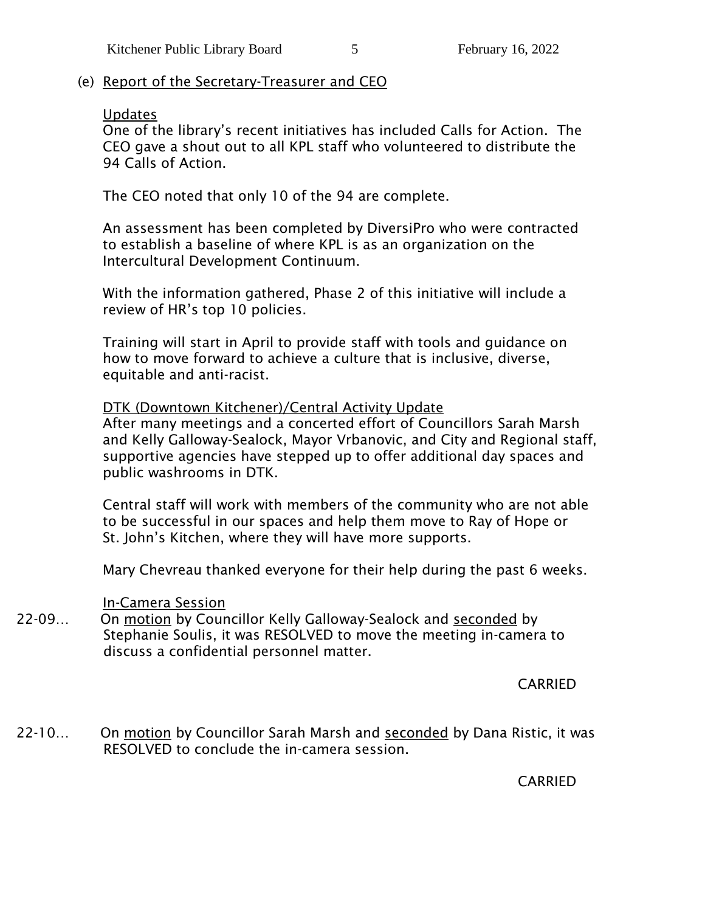## (e) Report of the Secretary-Treasurer and CEO

### Updates

One of the library's recent initiatives has included Calls for Action. The CEO gave a shout out to all KPL staff who volunteered to distribute the 94 Calls of Action.

The CEO noted that only 10 of the 94 are complete.

An assessment has been completed by DiversiPro who were contracted to establish a baseline of where KPL is as an organization on the Intercultural Development Continuum.

With the information gathered, Phase 2 of this initiative will include a review of HR's top 10 policies.

Training will start in April to provide staff with tools and guidance on how to move forward to achieve a culture that is inclusive, diverse, equitable and anti-racist.

### DTK (Downtown Kitchener)/Central Activity Update

After many meetings and a concerted effort of Councillors Sarah Marsh and Kelly Galloway-Sealock, Mayor Vrbanovic, and City and Regional staff, supportive agencies have stepped up to offer additional day spaces and public washrooms in DTK.

Central staff will work with members of the community who are not able to be successful in our spaces and help them move to Ray of Hope or St. John's Kitchen, where they will have more supports.

Mary Chevreau thanked everyone for their help during the past 6 weeks.

### In-Camera Session

22-09… On motion by Councillor Kelly Galloway-Sealock and seconded by Stephanie Soulis, it was RESOLVED to move the meeting in-camera to discuss a confidential personnel matter.

CARRIED

22-10… On motion by Councillor Sarah Marsh and seconded by Dana Ristic, it was RESOLVED to conclude the in-camera session.

CARRIED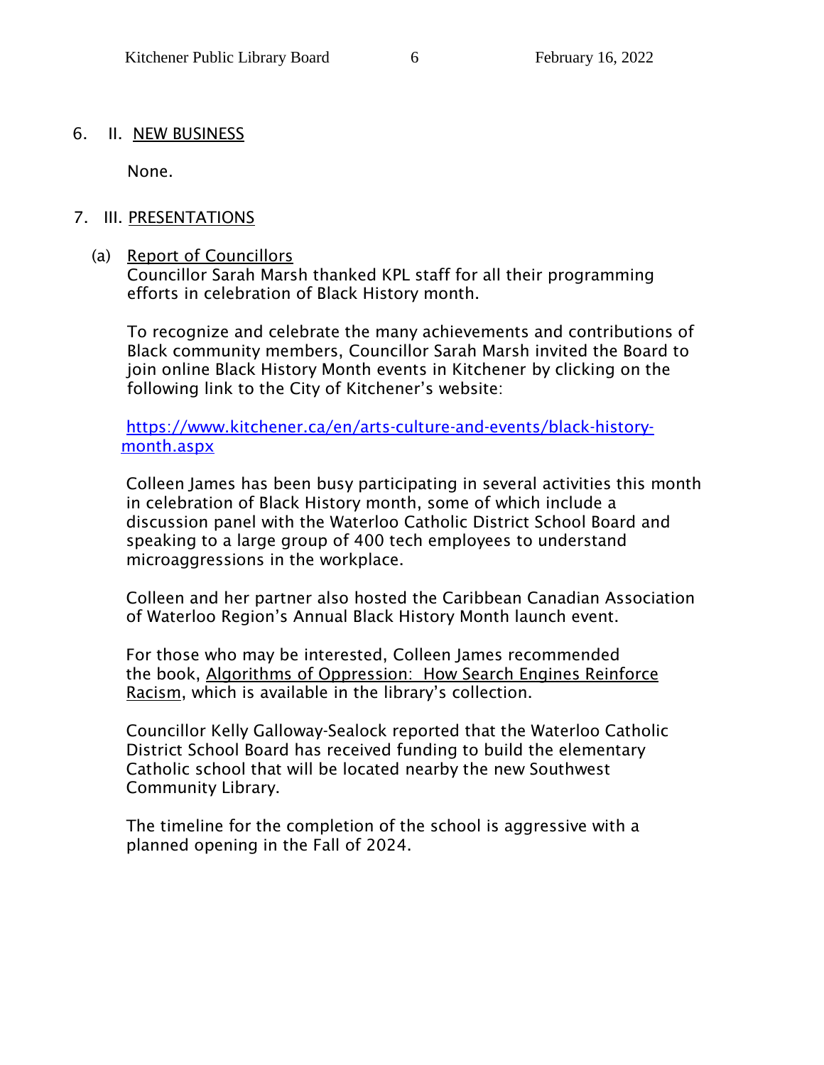## 6. II. NEW BUSINESS

None.

## 7. III. PRESENTATIONS

(a) Report of Councillors

Councillor Sarah Marsh thanked KPL staff for all their programming efforts in celebration of Black History month.

To recognize and celebrate the many achievements and contributions of Black community members, Councillor Sarah Marsh invited the Board to join online Black History Month events in Kitchener by clicking on the following link to the City of Kitchener's website:

[https://www.kitchener.ca/en/arts-culture-and-events/black-history-month.aspx](https://www.kitchener.ca/en/arts-culture-and-events/black-history-month.aspx)

Colleen James has been busy participating in several activities this month in celebration of Black History month, some of which include a discussion panel with the Waterloo Catholic District School Board and speaking to a large group of 400 tech employees to understand microaggressions in the workplace.

Colleen and her partner also hosted the Caribbean Canadian Association of Waterloo Region's Annual Black History Month launch event.

For those who may be interested, Colleen James recommended the book, Algorithms of Oppression: How Search Engines Reinforce Racism, which is available in the library's collection.

Councillor Kelly Galloway-Sealock reported that the Waterloo Catholic District School Board has received funding to build the elementary Catholic school that will be located nearby the new Southwest Community Library.

The timeline for the completion of the school is aggressive with a planned opening in the Fall of 2024.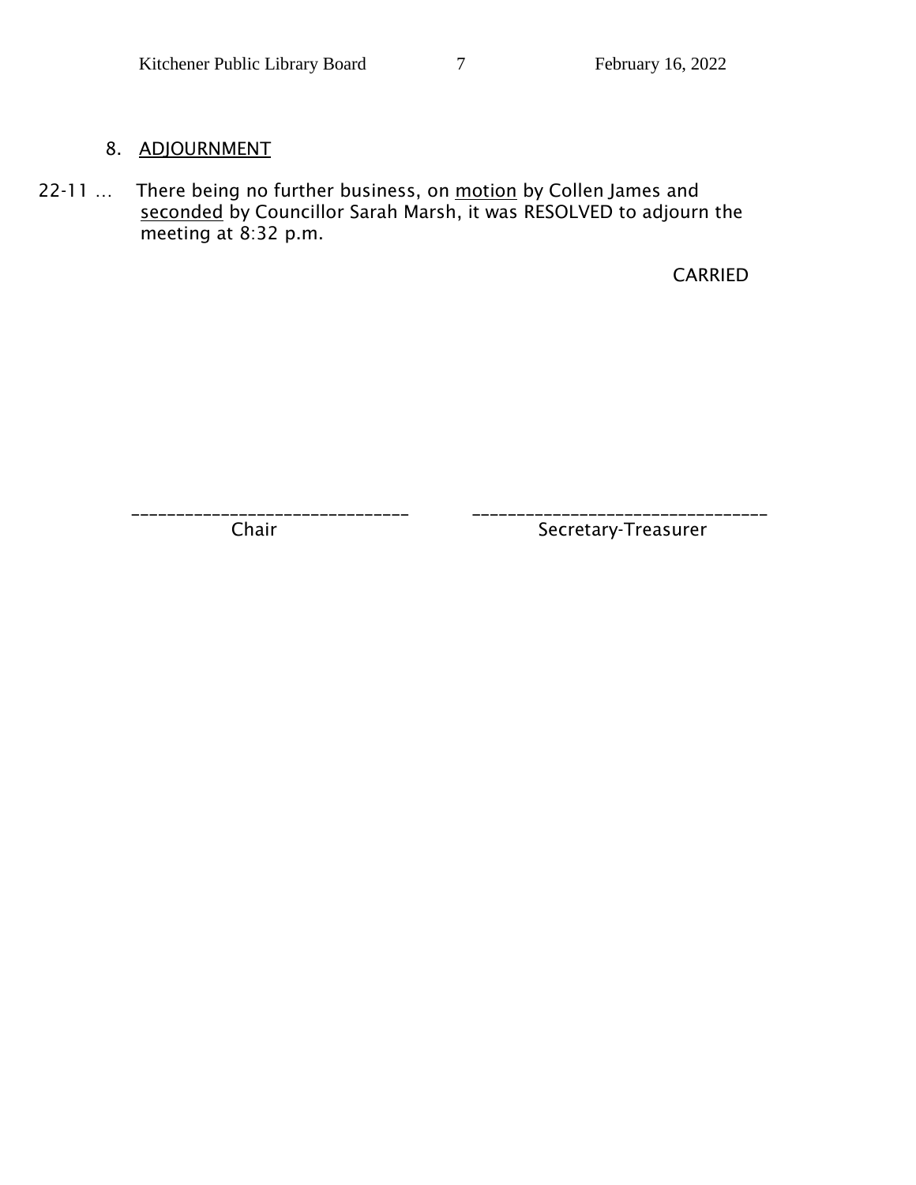## 8. ADJOURNMENT

22-11 … There being no further business, on motion by Collen James and seconded by Councillor Sarah Marsh, it was RESOLVED to adjourn the meeting at 8:32 p.m.

CARRIED

_______________________________ _________________________________

Chair Secretary-Treasurer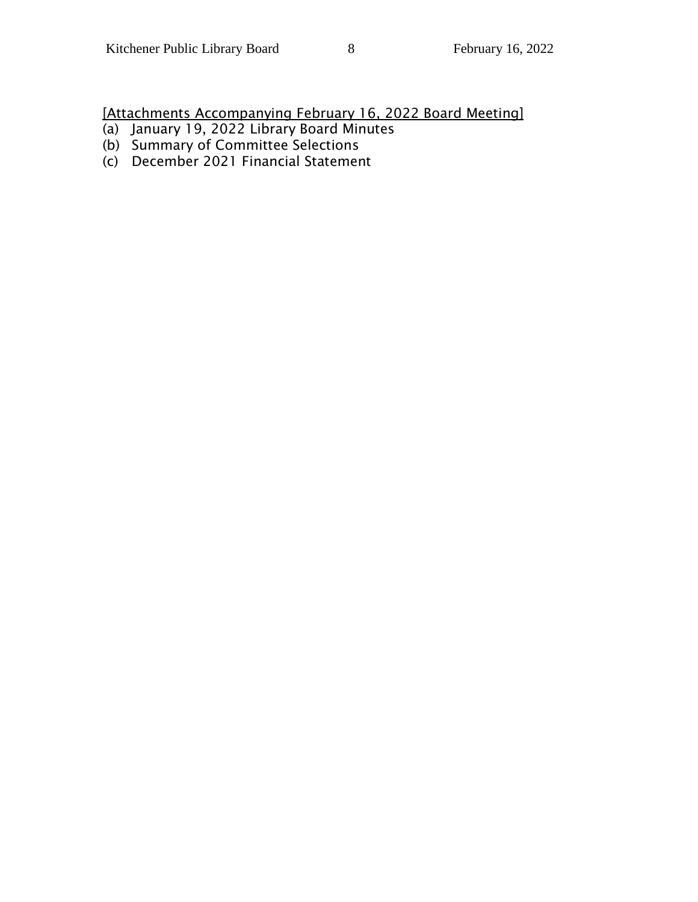[Attachments Accompanying February 16, 2022 Board Meeting]

(a) January 19, 2022 Library Board Minutes
(b) Summary of Committee Selections
(c) December 2021 Financial Statement